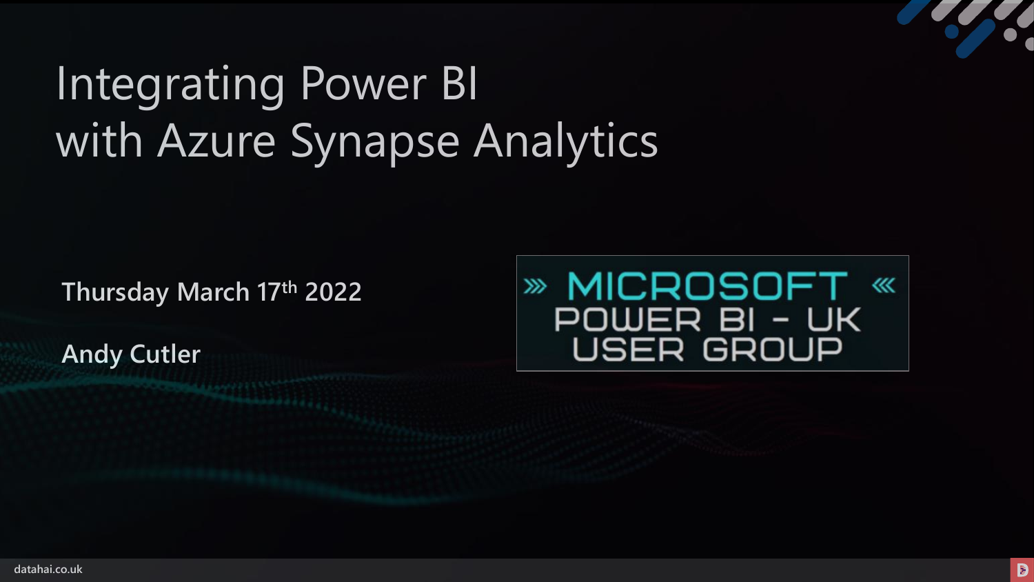# Integrating Power BI with Azure Synapse Analytics

**Thursday March 17th 2022**

**Andy Cutler**

» MICROSOFT «
POWER BI - UK
USER GROUP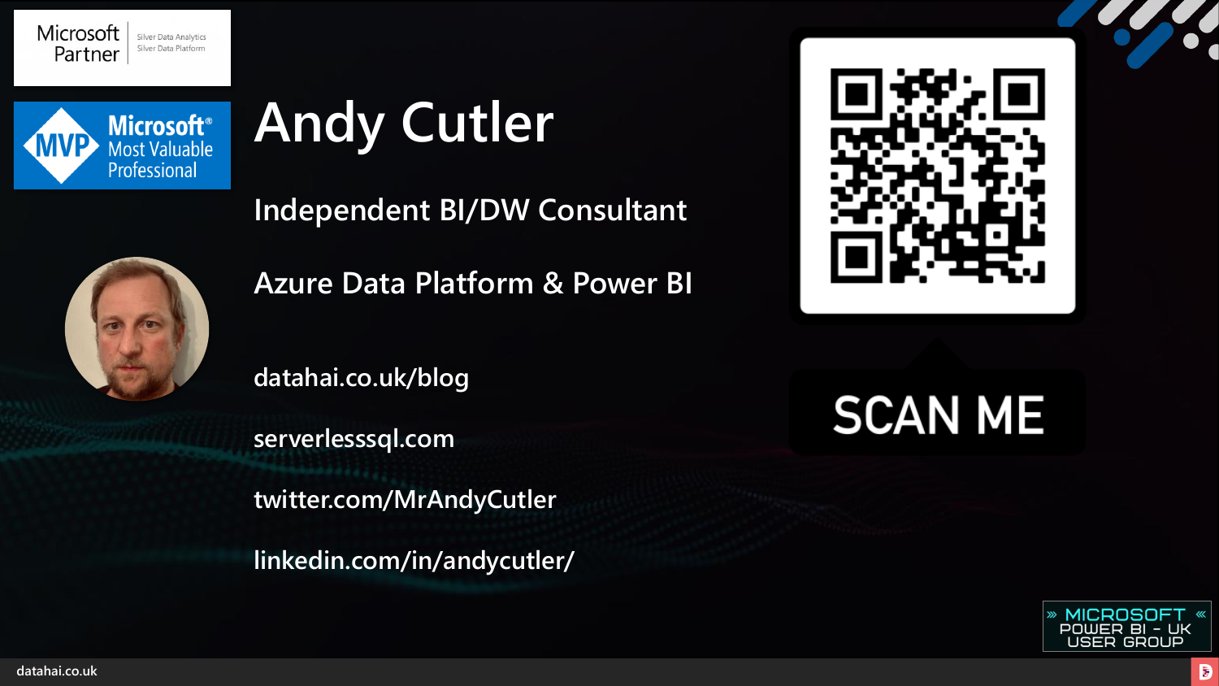Microsoft Partner | Silver Data Analytics | Silver Data Platform

Microsoft® MVP Most Valuable Professional

# Andy Cutler

## Independent BI/DW Consultant

## Azure Data Platform & Power BI

datahai.co.uk/blog

serverlesssql.com

twitter.com/MrAndyCutler

linkedin.com/in/andycutler/

SCAN ME

» MICROSOFT « POWER BI – UK USER GROUP

datahai.co.uk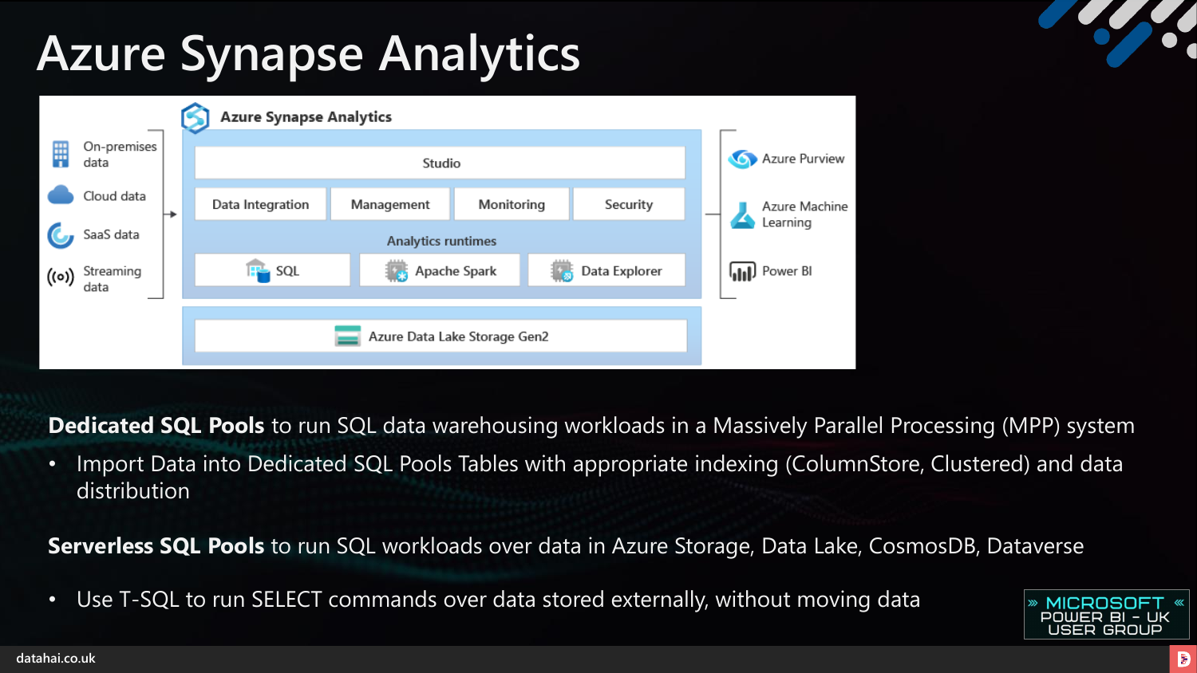# Azure Synapse Analytics

**Azure Synapse Analytics**

- On-premises data
- Cloud data
- SaaS data
- Streaming data

Studio

| Data Integration | Management | Monitoring | Security |
| --- | --- | --- | --- |

Analytics runtimes

| SQL | Apache Spark | Data Explorer |
| --- | --- | --- |

Azure Data Lake Storage Gen2

- Azure Purview
- Azure Machine Learning
- Power BI

**Dedicated SQL Pools** to run SQL data warehousing workloads in a Massively Parallel Processing (MPP) system

- Import Data into Dedicated SQL Pools Tables with appropriate indexing (ColumnStore, Clustered) and data distribution

**Serverless SQL Pools** to run SQL workloads over data in Azure Storage, Data Lake, CosmosDB, Dataverse

- Use T-SQL to run SELECT commands over data stored externally, without moving data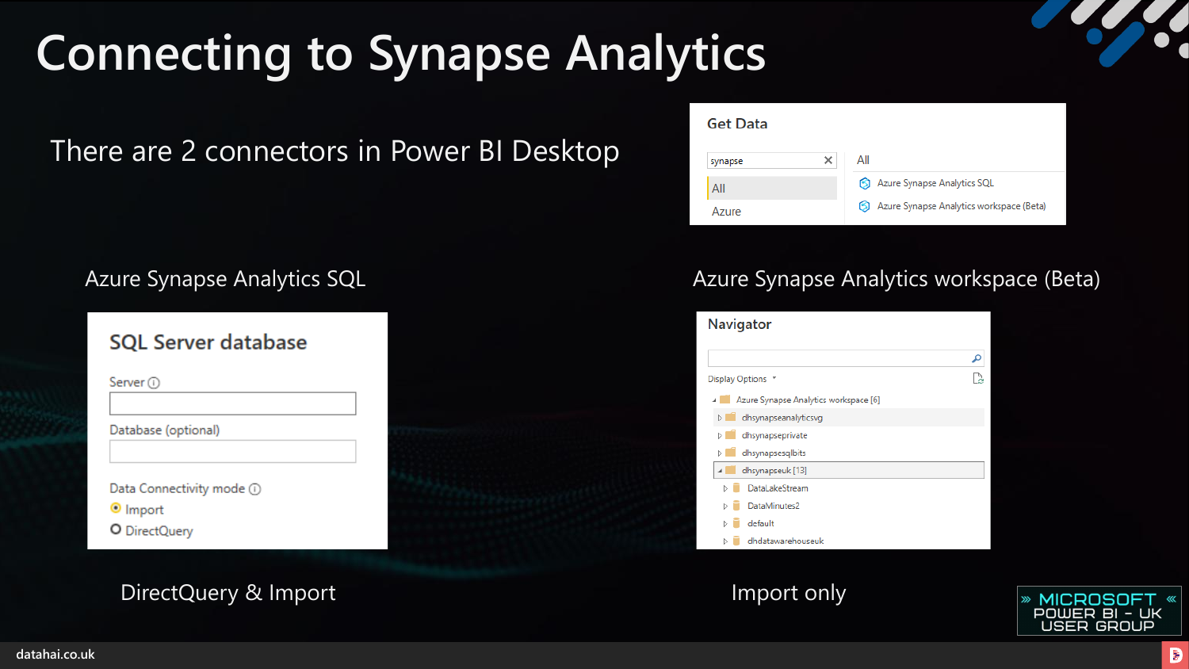# Connecting to Synapse Analytics

There are 2 connectors in Power BI Desktop

**Get Data**

synapse

- All
- Azure

All

- Azure Synapse Analytics SQL
- Azure Synapse Analytics workspace (Beta)

## Azure Synapse Analytics SQL

**SQL Server database**

Server

Database (optional)

Data Connectivity mode

- Import
- DirectQuery

DirectQuery & Import

## Azure Synapse Analytics workspace (Beta)

**Navigator**

Display Options

- Azure Synapse Analytics workspace [6]
  - dhsynapseanalyticsvg
  - dhsynapseprivate
  - dhsynapsesqlbits
  - dhsynapseuk [13]
    - DataLakeStream
    - DataMinutes2
    - default
    - dhdatawarehouseuk

Import only

» MICROSOFT « POWER BI – UK USER GROUP

datahai.co.uk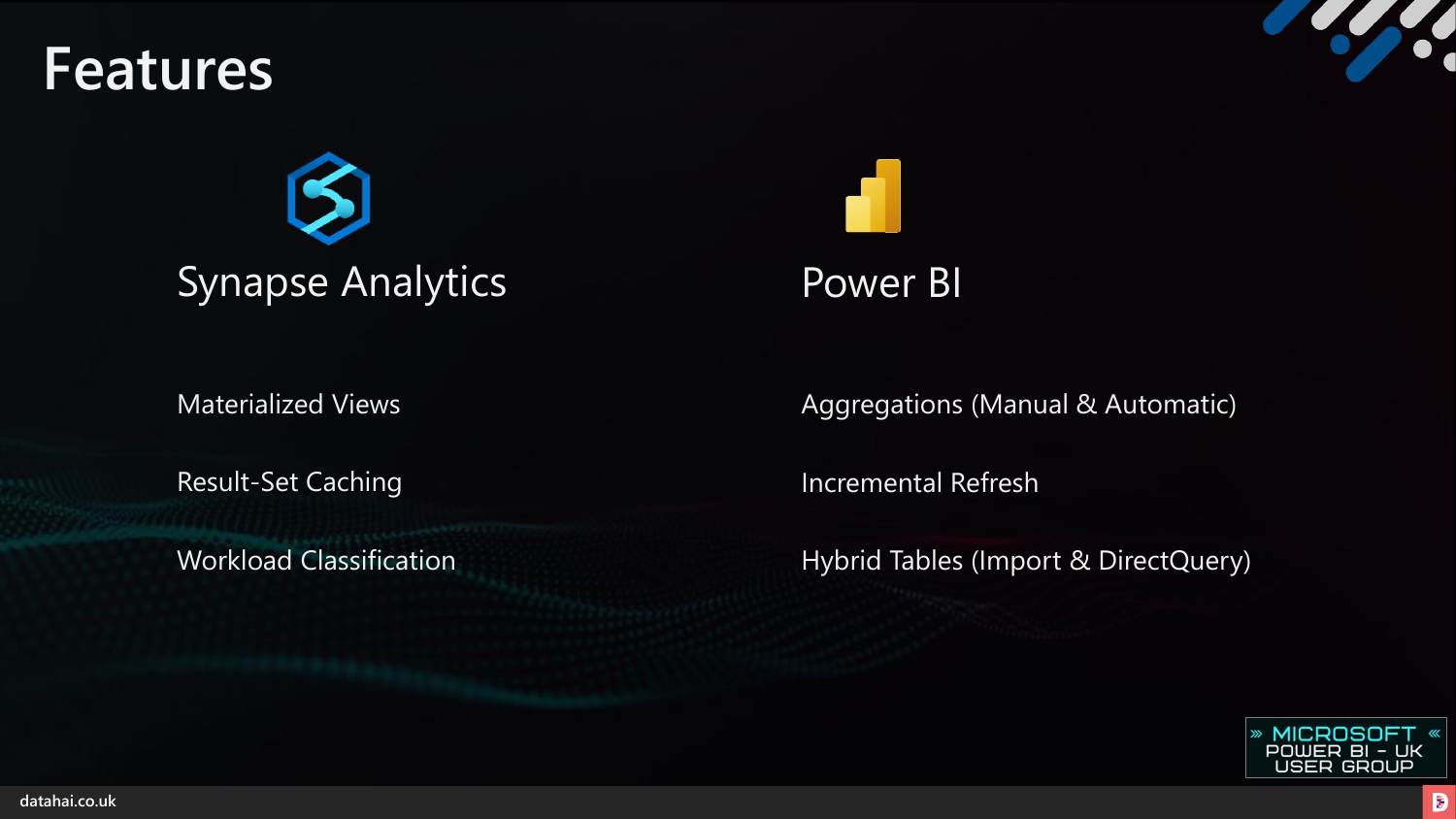# Features

## Synapse Analytics

Materialized Views

Result-Set Caching

Workload Classification

## Power BI

Aggregations (Manual & Automatic)

Incremental Refresh

Hybrid Tables (Import & DirectQuery)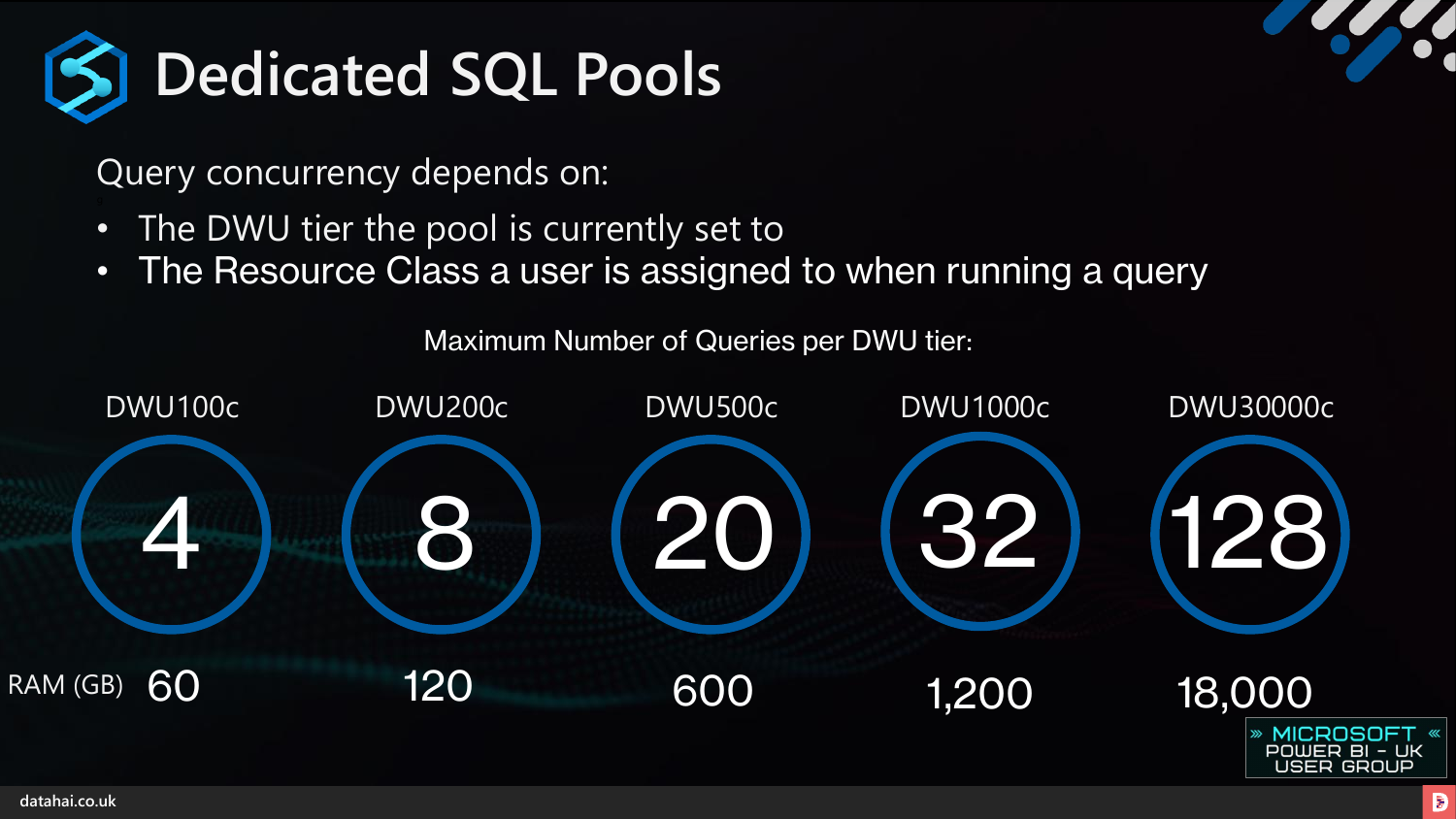# Dedicated SQL Pools

Query concurrency depends on:

- The DWU tier the pool is currently set to
- The Resource Class a user is assigned to when running a query

Maximum Number of Queries per DWU tier:

| | DWU100c | DWU200c | DWU500c | DWU1000c | DWU30000c |
|---|---|---|---|---|---|
| Max queries | 4 | 8 | 20 | 32 | 128 |
| RAM (GB) | 60 | 120 | 600 | 1,200 | 18,000 |

» MICROSOFT « POWER BI - UK USER GROUP

datahai.co.uk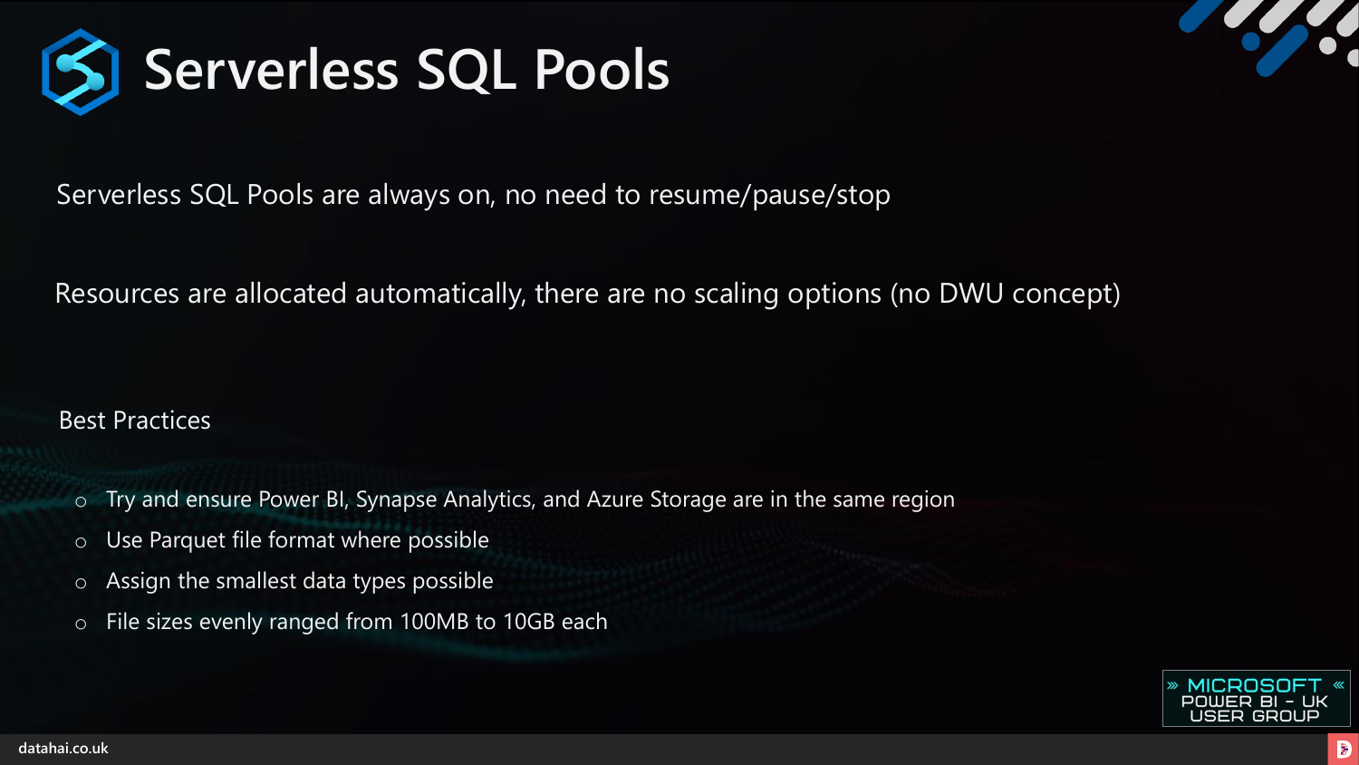# Serverless SQL Pools

Serverless SQL Pools are always on, no need to resume/pause/stop

Resources are allocated automatically, there are no scaling options (no DWU concept)

Best Practices

- Try and ensure Power BI, Synapse Analytics, and Azure Storage are in the same region
- Use Parquet file format where possible
- Assign the smallest data types possible
- File sizes evenly ranged from 100MB to 10GB each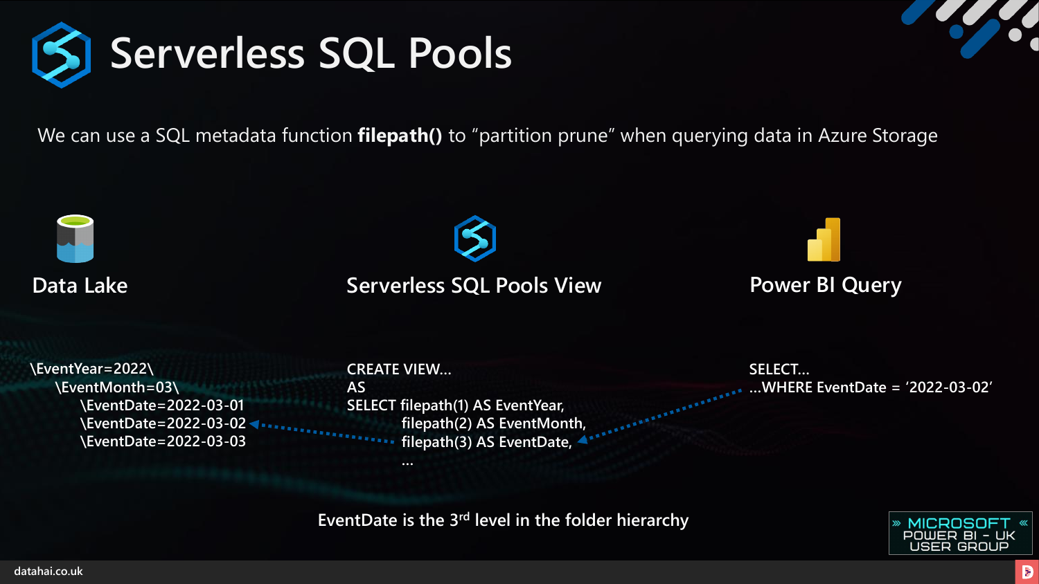# Serverless SQL Pools

We can use a SQL metadata function **filepath()** to "partition prune" when querying data in Azure Storage

### Data Lake

```
\EventYear=2022\
    \EventMonth=03\
        \EventDate=2022-03-01
        \EventDate=2022-03-02
        \EventDate=2022-03-03
```

### Serverless SQL Pools View

```
CREATE VIEW…
AS
SELECT filepath(1) AS EventYear,
       filepath(2) AS EventMonth,
       filepath(3) AS EventDate,
       …
```

### Power BI Query

```
SELECT…
…WHERE EventDate = '2022-03-02'
```

EventDate is the 3rd level in the folder hierarchy

datahai.co.uk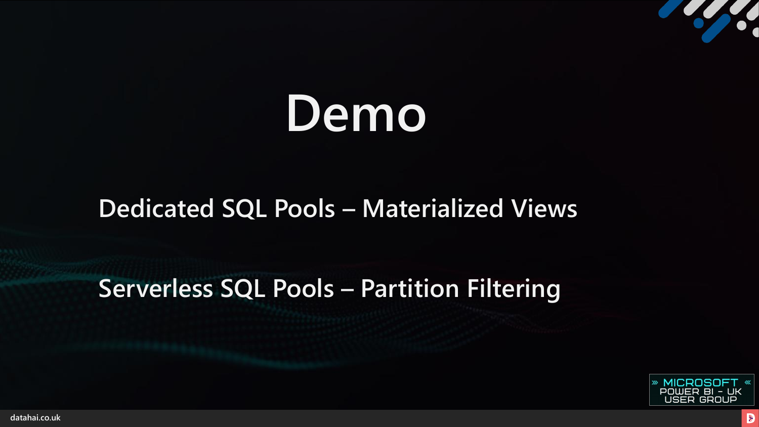# Demo

## Dedicated SQL Pools – Materialized Views

## Serverless SQL Pools – Partition Filtering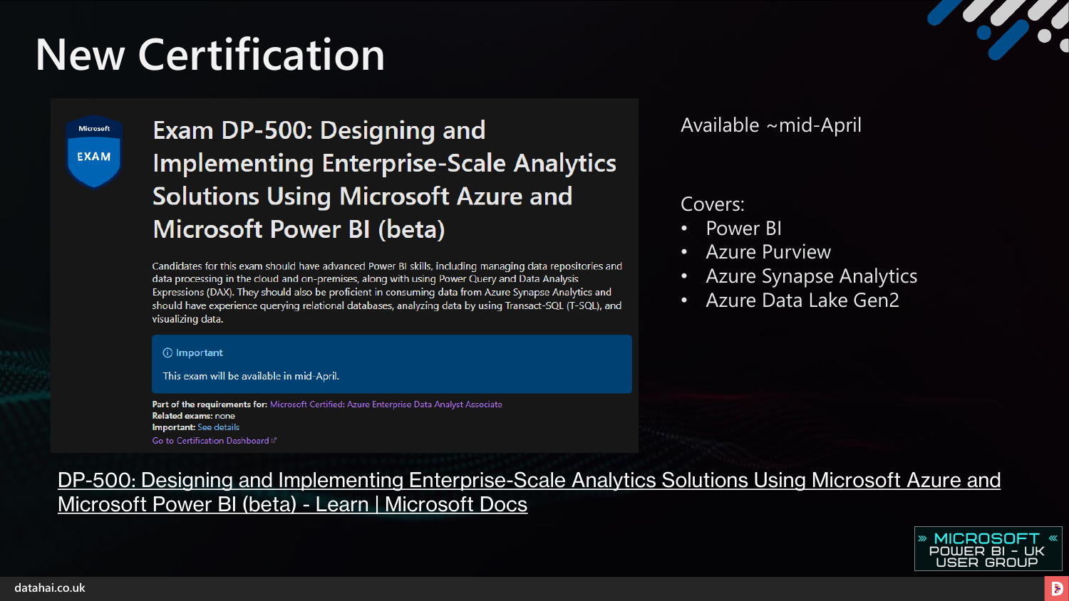# New Certification

## Exam DP-500: Designing and Implementing Enterprise-Scale Analytics Solutions Using Microsoft Azure and Microsoft Power BI (beta)

Candidates for this exam should have advanced Power BI skills, including managing data repositories and data processing in the cloud and on-premises, along with using Power Query and Data Analysis Expressions (DAX). They should also be proficient in consuming data from Azure Synapse Analytics and should have experience querying relational databases, analyzing data by using Transact-SQL (T-SQL), and visualizing data.

> **Important**
>
> This exam will be available in mid-April.

**Part of the requirements for:** Microsoft Certified: Azure Enterprise Data Analyst Associate
**Related exams:** none
**Important:** See details
Go to Certification Dashboard

Available ~mid-April

Covers:

- Power BI
- Azure Purview
- Azure Synapse Analytics
- Azure Data Lake Gen2

DP-500: Designing and Implementing Enterprise-Scale Analytics Solutions Using Microsoft Azure and Microsoft Power BI (beta) - Learn | Microsoft Docs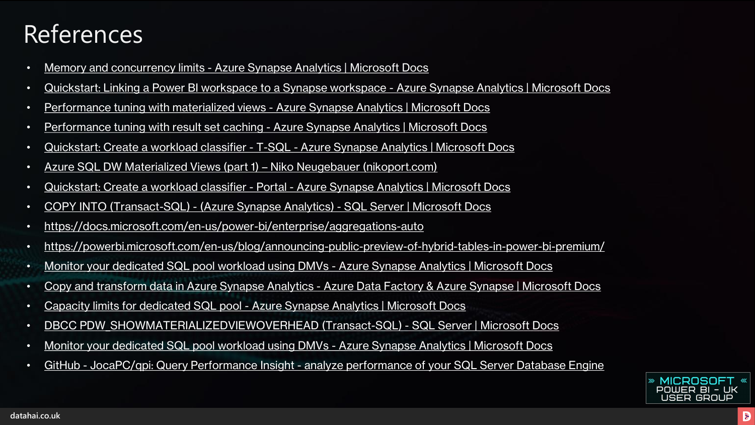# References

- Memory and concurrency limits - Azure Synapse Analytics | Microsoft Docs
- Quickstart: Linking a Power BI workspace to a Synapse workspace - Azure Synapse Analytics | Microsoft Docs
- Performance tuning with materialized views - Azure Synapse Analytics | Microsoft Docs
- Performance tuning with result set caching - Azure Synapse Analytics | Microsoft Docs
- Quickstart: Create a workload classifier - T-SQL - Azure Synapse Analytics | Microsoft Docs
- Azure SQL DW Materialized Views (part 1) – Niko Neugebauer (nikoport.com)
- Quickstart: Create a workload classifier - Portal - Azure Synapse Analytics | Microsoft Docs
- COPY INTO (Transact-SQL) - (Azure Synapse Analytics) - SQL Server | Microsoft Docs
- https://docs.microsoft.com/en-us/power-bi/enterprise/aggregations-auto
- https://powerbi.microsoft.com/en-us/blog/announcing-public-preview-of-hybrid-tables-in-power-bi-premium/
- Monitor your dedicated SQL pool workload using DMVs - Azure Synapse Analytics | Microsoft Docs
- Copy and transform data in Azure Synapse Analytics - Azure Data Factory & Azure Synapse | Microsoft Docs
- Capacity limits for dedicated SQL pool - Azure Synapse Analytics | Microsoft Docs
- DBCC PDW_SHOWMATERIALIZEDVIEWOVERHEAD (Transact-SQL) - SQL Server | Microsoft Docs
- Monitor your dedicated SQL pool workload using DMVs - Azure Synapse Analytics | Microsoft Docs
- GitHub - JocaPC/qpi: Query Performance Insight - analyze performance of your SQL Server Database Engine

datahai.co.uk